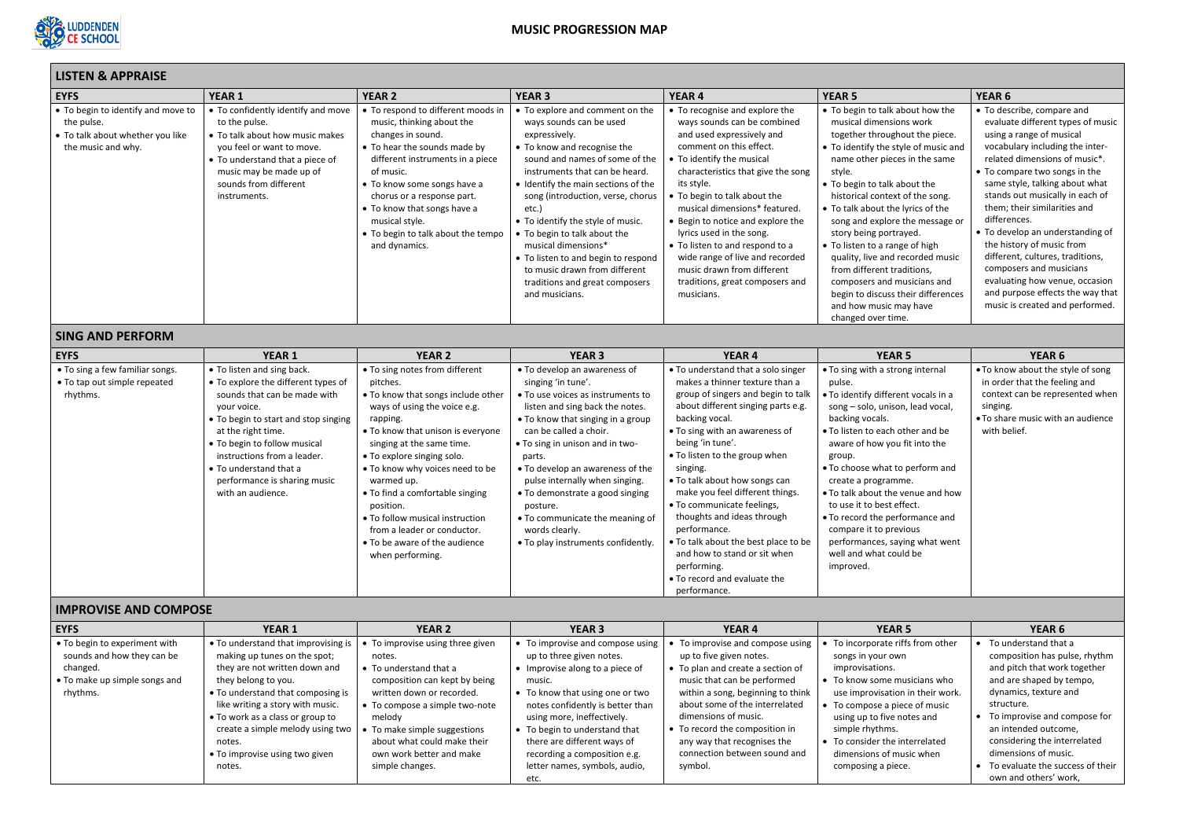# MUSIC PROGRESSION MAP

## LISTEN & APPRAISE

| EYFS | YEAR 1 | YEAR 2 | YEAR 3 | YEAR 4 | YEAR 5 | YEAR 6 |
|---|---|---|---|---|---|---|
| • To begin to identify and move to the pulse.<br>• To talk about whether you like the music and why. | • To confidently identify and move to the pulse.<br>• To talk about how music makes you feel or want to move.<br>• To understand that a piece of music may be made up of sounds from different instruments. | • To respond to different moods in music, thinking about the changes in sound.<br>• To hear the sounds made by different instruments in a piece of music.<br>• To know some songs have a chorus or a response part.<br>• To know that songs have a musical style.<br>• To begin to talk about the tempo and dynamics. | • To explore and comment on the ways sounds can be used expressively.<br>• To know and recognise the sound and names of some of the instruments that can be heard.<br>• Identify the main sections of the song (introduction, verse, chorus etc.)<br>• To identify the style of music.<br>• To begin to talk about the musical dimensions*<br>• To listen to and begin to respond to music drawn from different traditions and great composers and musicians. | • To recognise and explore the ways sounds can be combined and used expressively and comment on this effect.<br>• To identify the musical characteristics that give the song its style.<br>• To begin to talk about the musical dimensions* featured.<br>• Begin to notice and explore the lyrics used in the song.<br>• To listen to and respond to a wide range of live and recorded music drawn from different traditions, great composers and musicians. | • To begin to talk about how the musical dimensions work together throughout the piece.<br>• To identify the style of music and name other pieces in the same style.<br>• To begin to talk about the historical context of the song.<br>• To talk about the lyrics of the song and explore the message or story being portrayed.<br>• To listen to a range of high quality, live and recorded music from different traditions, composers and musicians and begin to discuss their differences and how music may have changed over time. | • To describe, compare and evaluate different types of music using a range of musical vocabulary including the inter-related dimensions of music*.<br>• To compare two songs in the same style, talking about what stands out musically in each of them; their similarities and differences.<br>• To develop an understanding of the history of music from different, cultures, traditions, composers and musicians evaluating how venue, occasion and purpose effects the way that music is created and performed. |

## SING AND PERFORM

| EYFS | YEAR 1 | YEAR 2 | YEAR 3 | YEAR 4 | YEAR 5 | YEAR 6 |
|---|---|---|---|---|---|---|
| • To sing a few familiar songs.<br>• To tap out simple repeated rhythms. | • To listen and sing back.<br>• To explore the different types of sounds that can be made with your voice.<br>• To begin to start and stop singing at the right time.<br>• To begin to follow musical instructions from a leader.<br>• To understand that a performance is sharing music with an audience. | • To sing notes from different pitches.<br>• To know that songs include other ways of using the voice e.g. rapping.<br>• To know that unison is everyone singing at the same time.<br>• To explore singing solo.<br>• To know why voices need to be warmed up.<br>• To find a comfortable singing position.<br>• To follow musical instruction from a leader or conductor.<br>• To be aware of the audience when performing. | • To develop an awareness of singing 'in tune'.<br>• To use voices as instruments to listen and sing back the notes.<br>• To know that singing in a group can be called a choir.<br>• To sing in unison and in two-parts.<br>• To develop an awareness of the pulse internally when singing.<br>• To demonstrate a good singing posture.<br>• To communicate the meaning of words clearly.<br>• To play instruments confidently. | • To understand that a solo singer makes a thinner texture than a group of singers and begin to talk about different singing parts e.g. backing vocal.<br>• To sing with an awareness of being 'in tune'.<br>• To listen to the group when singing.<br>• To talk about how songs can make you feel different things.<br>• To communicate feelings, thoughts and ideas through performance.<br>• To talk about the best place to be and how to stand or sit when performing.<br>• To record and evaluate the performance. | • To sing with a strong internal pulse.<br>• To identify different vocals in a song – solo, unison, lead vocal, backing vocals.<br>• To listen to each other and be aware of how you fit into the group.<br>• To choose what to perform and create a programme.<br>• To talk about the venue and how to use it to best effect.<br>• To record the performance and compare it to previous performances, saying what went well and what could be improved. | • To know about the style of song in order that the feeling and context can be represented when singing.<br>• To share music with an audience with belief. |

## IMPROVISE AND COMPOSE

| EYFS | YEAR 1 | YEAR 2 | YEAR 3 | YEAR 4 | YEAR 5 | YEAR 6 |
|---|---|---|---|---|---|---|
| • To begin to experiment with sounds and how they can be changed.<br>• To make up simple songs and rhythms. | • To understand that improvising is making up tunes on the spot; they are not written down and they belong to you.<br>• To understand that composing is like writing a story with music.<br>• To work as a class or group to create a simple melody using two notes.<br>• To improvise using two given notes. | • To improvise using three given notes.<br>• To understand that a composition can kept by being written down or recorded.<br>• To compose a simple two-note melody<br>• To make simple suggestions about what could make their own work better and make simple changes. | • To improvise and compose using up to three given notes.<br>• Improvise along to a piece of music.<br>• To know that using one or two notes confidently is better than using more, ineffectively.<br>• To begin to understand that there are different ways of recording a composition e.g. letter names, symbols, audio, etc. | • To improvise and compose using up to five given notes.<br>• To plan and create a section of music that can be performed within a song, beginning to think about some of the interrelated dimensions of music.<br>• To record the composition in any way that recognises the connection between sound and symbol. | • To incorporate riffs from other songs in your own improvisations.<br>• To know some musicians who use improvisation in their work.<br>• To compose a piece of music using up to five notes and simple rhythms.<br>• To consider the interrelated dimensions of music when composing a piece. | • To understand that a composition has pulse, rhythm and pitch that work together and are shaped by tempo, dynamics, texture and structure.<br>• To improvise and compose for an intended outcome, considering the interrelated dimensions of music.<br>• To evaluate the success of their own and others' work, |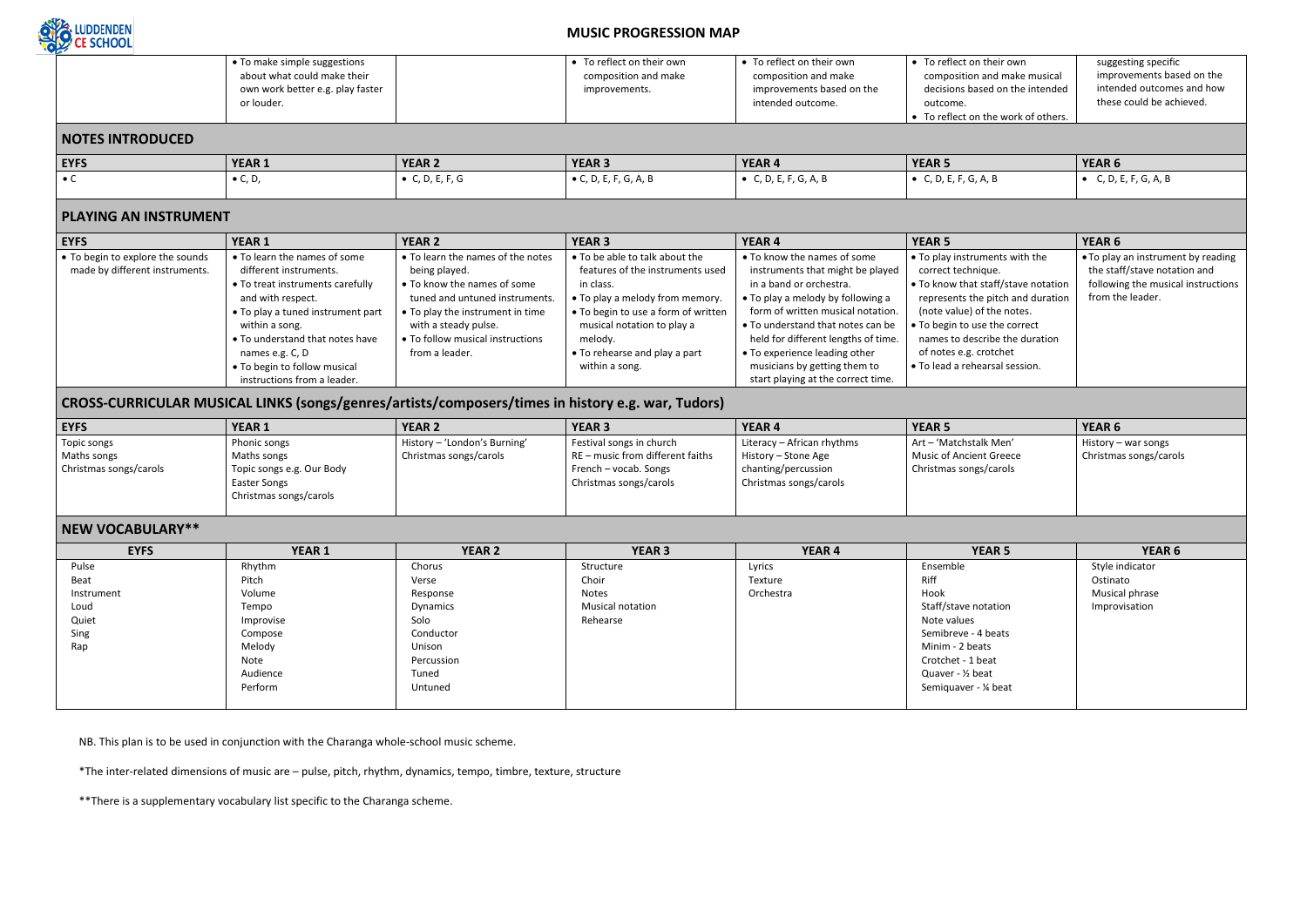# MUSIC PROGRESSION MAP

| | | | | | | |
|---|---|---|---|---|---|---|
| | • To make simple suggestions about what could make their own work better e.g. play faster or louder. | | • To reflect on their own composition and make improvements. | • To reflect on their own composition and make improvements based on the intended outcome. | • To reflect on their own composition and make musical decisions based on the intended outcome.<br>• To reflect on the work of others. | suggesting specific improvements based on the intended outcomes and how these could be achieved. |

## NOTES INTRODUCED

| EYFS | YEAR 1 | YEAR 2 | YEAR 3 | YEAR 4 | YEAR 5 | YEAR 6 |
|---|---|---|---|---|---|---|
| • C | • C, D, | • C, D, E, F, G | • C, D, E, F, G, A, B | • C, D, E, F, G, A, B | • C, D, E, F, G, A, B | • C, D, E, F, G, A, B |

## PLAYING AN INSTRUMENT

| EYFS | YEAR 1 | YEAR 2 | YEAR 3 | YEAR 4 | YEAR 5 | YEAR 6 |
|---|---|---|---|---|---|---|
| • To begin to explore the sounds made by different instruments. | • To learn the names of some different instruments.<br>• To treat instruments carefully and with respect.<br>• To play a tuned instrument part within a song.<br>• To understand that notes have names e.g. C, D<br>• To begin to follow musical instructions from a leader. | • To learn the names of the notes being played.<br>• To know the names of some tuned and untuned instruments.<br>• To play the instrument in time with a steady pulse.<br>• To follow musical instructions from a leader. | • To be able to talk about the features of the instruments used in class.<br>• To play a melody from memory.<br>• To begin to use a form of written musical notation to play a melody.<br>• To rehearse and play a part within a song. | • To know the names of some instruments that might be played in a band or orchestra.<br>• To play a melody by following a form of written musical notation.<br>• To understand that notes can be held for different lengths of time.<br>• To experience leading other musicians by getting them to start playing at the correct time. | • To play instruments with the correct technique.<br>• To know that staff/stave notation represents the pitch and duration (note value) of the notes.<br>• To begin to use the correct names to describe the duration of notes e.g. crotchet<br>• To lead a rehearsal session. | • To play an instrument by reading the staff/stave notation and following the musical instructions from the leader. |

## CROSS-CURRICULAR MUSICAL LINKS (songs/genres/artists/composers/times in history e.g. war, Tudors)

| EYFS | YEAR 1 | YEAR 2 | YEAR 3 | YEAR 4 | YEAR 5 | YEAR 6 |
|---|---|---|---|---|---|---|
| Topic songs<br>Maths songs<br>Christmas songs/carols | Phonic songs<br>Maths songs<br>Topic songs e.g. Our Body<br>Easter Songs<br>Christmas songs/carols | History – 'London's Burning'<br>Christmas songs/carols | Festival songs in church<br>RE – music from different faiths<br>French – vocab. Songs<br>Christmas songs/carols | Literacy – African rhythms<br>History – Stone Age chanting/percussion<br>Christmas songs/carols | Art – 'Matchstalk Men'<br>Music of Ancient Greece<br>Christmas songs/carols | History – war songs<br>Christmas songs/carols |

## NEW VOCABULARY**

| EYFS | YEAR 1 | YEAR 2 | YEAR 3 | YEAR 4 | YEAR 5 | YEAR 6 |
|---|---|---|---|---|---|---|
| Pulse<br>Beat<br>Instrument<br>Loud<br>Quiet<br>Sing<br>Rap | Rhythm<br>Pitch<br>Volume<br>Tempo<br>Improvise<br>Compose<br>Melody<br>Note<br>Audience<br>Perform | Chorus<br>Verse<br>Response<br>Dynamics<br>Solo<br>Conductor<br>Unison<br>Percussion<br>Tuned<br>Untuned | Structure<br>Choir<br>Notes<br>Musical notation<br>Rehearse | Lyrics<br>Texture<br>Orchestra | Ensemble<br>Riff<br>Hook<br>Staff/stave notation<br>Note values<br>Semibreve - 4 beats<br>Minim - 2 beats<br>Crotchet - 1 beat<br>Quaver - ½ beat<br>Semiquaver - ¼ beat | Style indicator<br>Ostinato<br>Musical phrase<br>Improvisation |

NB. This plan is to be used in conjunction with the Charanga whole-school music scheme.

*The inter-related dimensions of music are – pulse, pitch, rhythm, dynamics, tempo, timbre, texture, structure

**There is a supplementary vocabulary list specific to the Charanga scheme.